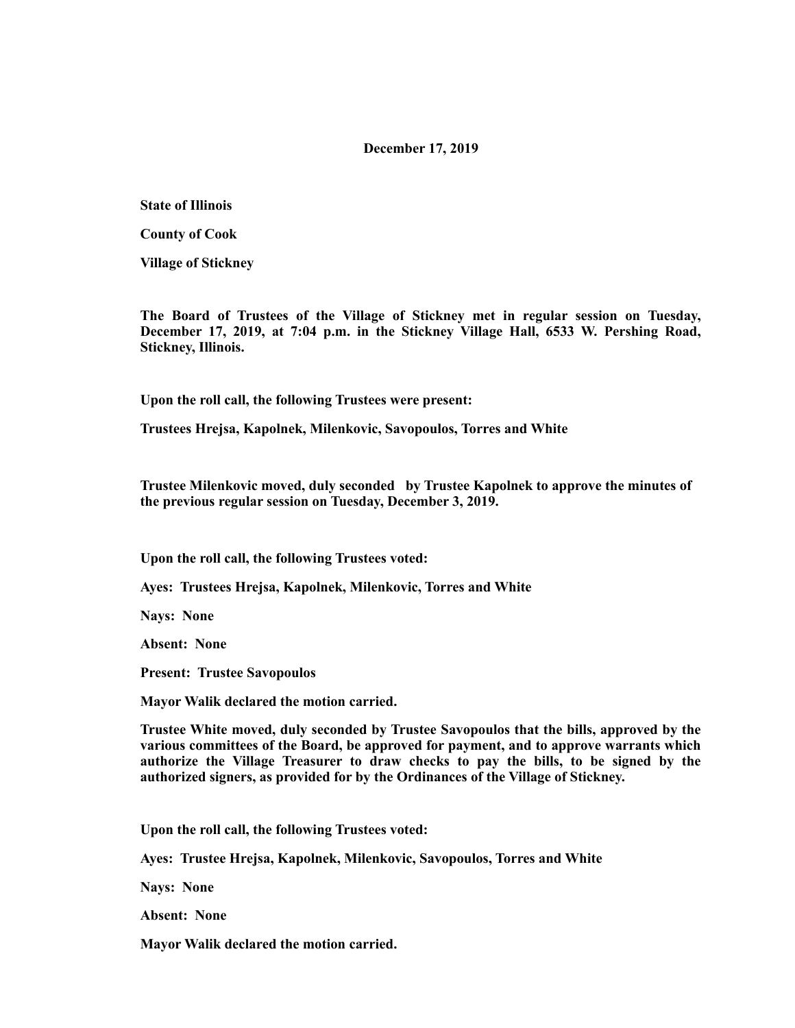**December 17, 2019**

**State of Illinois**

**County of Cook**

**Village of Stickney**

**The Board of Trustees of the Village of Stickney met in regular session on Tuesday, December 17, 2019, at 7:04 p.m. in the Stickney Village Hall, 6533 W. Pershing Road, Stickney, Illinois.**

**Upon the roll call, the following Trustees were present:**

**Trustees Hrejsa, Kapolnek, Milenkovic, Savopoulos, Torres and White**

**Trustee Milenkovic moved, duly seconded by Trustee Kapolnek to approve the minutes of the previous regular session on Tuesday, December 3, 2019.**

**Upon the roll call, the following Trustees voted:**

**Ayes: Trustees Hrejsa, Kapolnek, Milenkovic, Torres and White**

**Nays: None**

**Absent: None**

**Present: Trustee Savopoulos**

**Mayor Walik declared the motion carried.**

**Trustee White moved, duly seconded by Trustee Savopoulos that the bills, approved by the various committees of the Board, be approved for payment, and to approve warrants which authorize the Village Treasurer to draw checks to pay the bills, to be signed by the authorized signers, as provided for by the Ordinances of the Village of Stickney.**

**Upon the roll call, the following Trustees voted:**

**Ayes: Trustee Hrejsa, Kapolnek, Milenkovic, Savopoulos, Torres and White**

**Nays: None**

**Absent: None**

**Mayor Walik declared the motion carried.**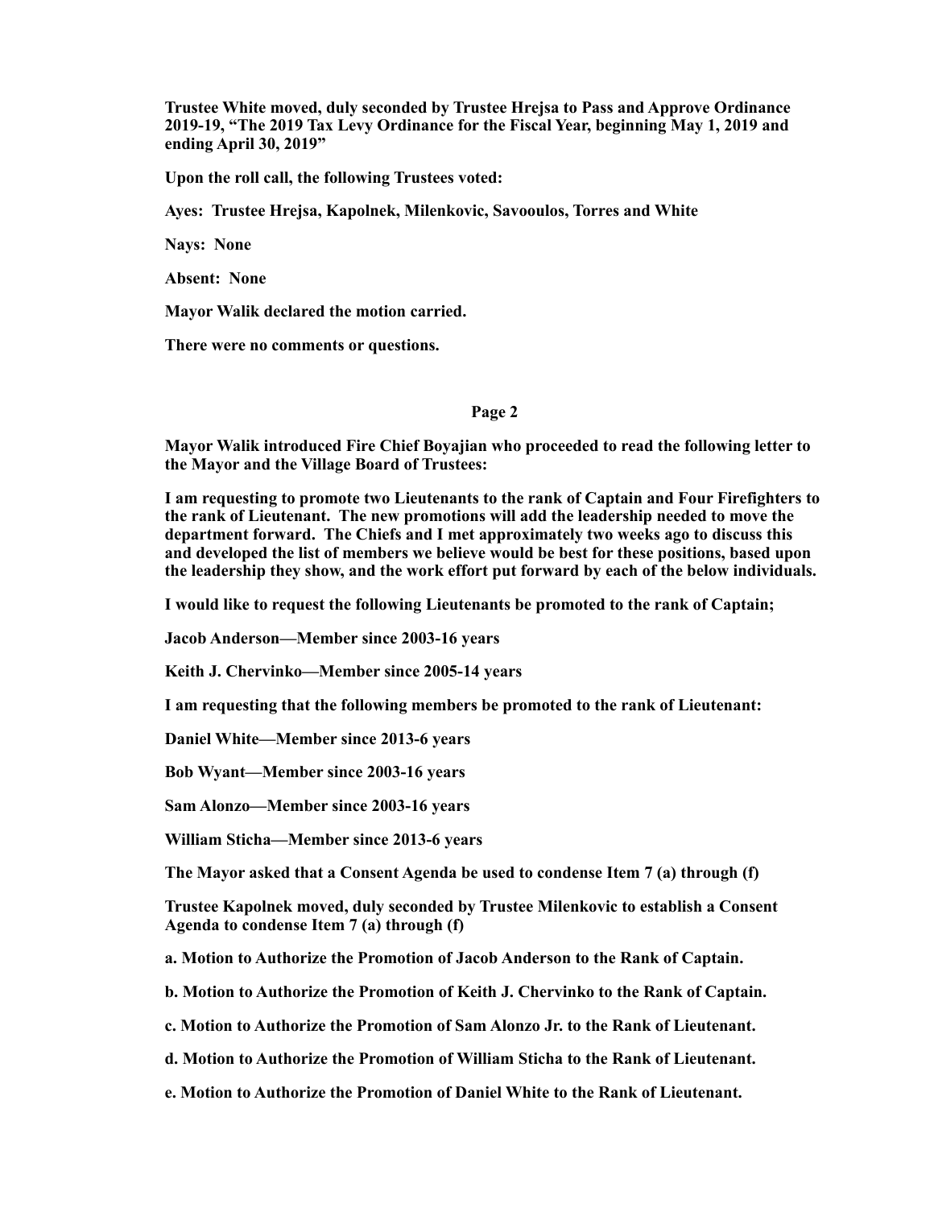**Trustee White moved, duly seconded by Trustee Hrejsa to Pass and Approve Ordinance 2019-19, "The 2019 Tax Levy Ordinance for the Fiscal Year, beginning May 1, 2019 and ending April 30, 2019"**

**Upon the roll call, the following Trustees voted:**

**Ayes: Trustee Hrejsa, Kapolnek, Milenkovic, Savooulos, Torres and White**

**Nays: None**

**Absent: None**

**Mayor Walik declared the motion carried.**

**There were no comments or questions.**

**Mayor Walik introduced Fire Chief Boyajian who proceeded to read the following letter to the Mayor and the Village Board of Trustees:**

**I am requesting to promote two Lieutenants to the rank of Captain and Four Firefighters to the rank of Lieutenant. The new promotions will add the leadership needed to move the department forward. The Chiefs and I met approximately two weeks ago to discuss this and developed the list of members we believe would be best for these positions, based upon the leadership they show, and the work effort put forward by each of the below individuals.**

**I would like to request the following Lieutenants be promoted to the rank of Captain;**

**Jacob Anderson—Member since 2003-16 years**

**Keith J. Chervinko—Member since 2005-14 years**

**I am requesting that the following members be promoted to the rank of Lieutenant:**

**Daniel White—Member since 2013-6 years**

**Bob Wyant—Member since 2003-16 years**

**Sam Alonzo—Member since 2003-16 years**

**William Sticha—Member since 2013-6 years**

**The Mayor asked that a Consent Agenda be used to condense Item 7 (a) through (f)**

**Trustee Kapolnek moved, duly seconded by Trustee Milenkovic to establish a Consent Agenda to condense Item 7 (a) through (f)**

**a. Motion to Authorize the Promotion of Jacob Anderson to the Rank of Captain.**

**b. Motion to Authorize the Promotion of Keith J. Chervinko to the Rank of Captain.**

**c. Motion to Authorize the Promotion of Sam Alonzo Jr. to the Rank of Lieutenant.**

**d. Motion to Authorize the Promotion of William Sticha to the Rank of Lieutenant.**

**e. Motion to Authorize the Promotion of Daniel White to the Rank of Lieutenant.**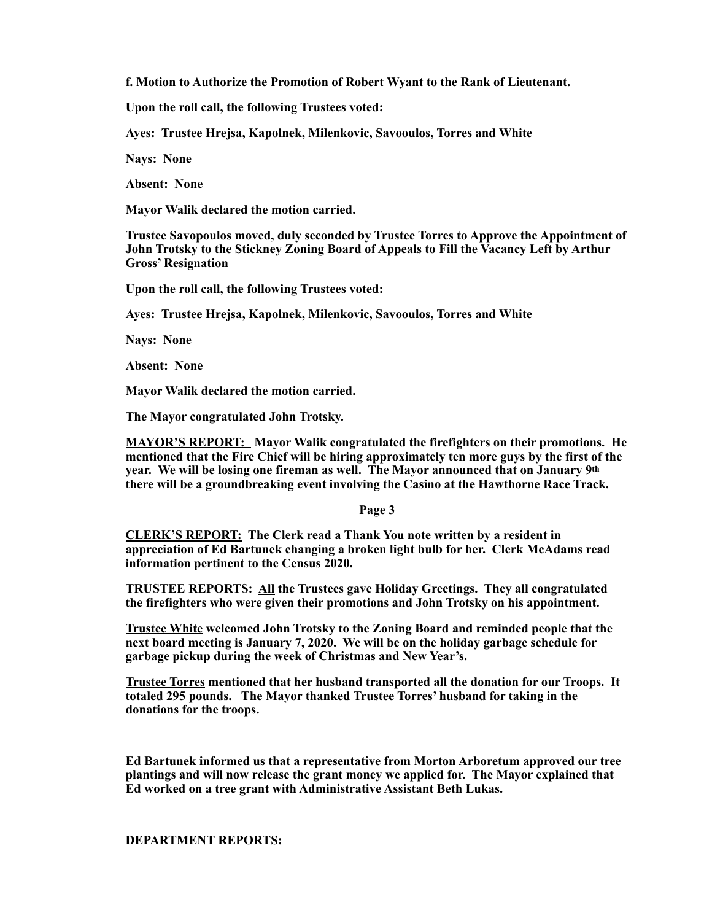**f. Motion to Authorize the Promotion of Robert Wyant to the Rank of Lieutenant.**

**Upon the roll call, the following Trustees voted:**

**Ayes: Trustee Hrejsa, Kapolnek, Milenkovic, Savooulos, Torres and White**

**Nays: None**

**Absent: None**

**Mayor Walik declared the motion carried.**

**Trustee Savopoulos moved, duly seconded by Trustee Torres to Approve the Appointment of John Trotsky to the Stickney Zoning Board of Appeals to Fill the Vacancy Left by Arthur Gross' Resignation**

**Upon the roll call, the following Trustees voted:**

**Ayes: Trustee Hrejsa, Kapolnek, Milenkovic, Savooulos, Torres and White**

**Nays: None**

**Absent: None**

**Mayor Walik declared the motion carried.**

**The Mayor congratulated John Trotsky.**

**<u>MAYOR'S REPORT:</u> Mayor Walik congratulated the firefighters on their promotions. He mentioned that the Fire Chief will be hiring approximately ten more guys by the first of the year. We will be losing one fireman as well. The Mayor announced that on January 9th there will be a groundbreaking event involving the Casino at the Hawthorne Race Track.**

**<u>CLERK'S REPORT:</u> The Clerk read a Thank You note written by a resident in appreciation of Ed Bartunek changing a broken light bulb for her. Clerk McAdams read information pertinent to the Census 2020.**

**TRUSTEE REPORTS: <u>All</u> the Trustees gave Holiday Greetings. They all congratulated the firefighters who were given their promotions and John Trotsky on his appointment.**

**<u>Trustee White</u> welcomed John Trotsky to the Zoning Board and reminded people that the next board meeting is January 7, 2020. We will be on the holiday garbage schedule for garbage pickup during the week of Christmas and New Year's.**

**<u>Trustee Torres</u> mentioned that her husband transported all the donation for our Troops. It totaled 295 pounds. The Mayor thanked Trustee Torres' husband for taking in the donations for the troops.**

**Ed Bartunek informed us that a representative from Morton Arboretum approved our tree plantings and will now release the grant money we applied for. The Mayor explained that Ed worked on a tree grant with Administrative Assistant Beth Lukas.**

**DEPARTMENT REPORTS:**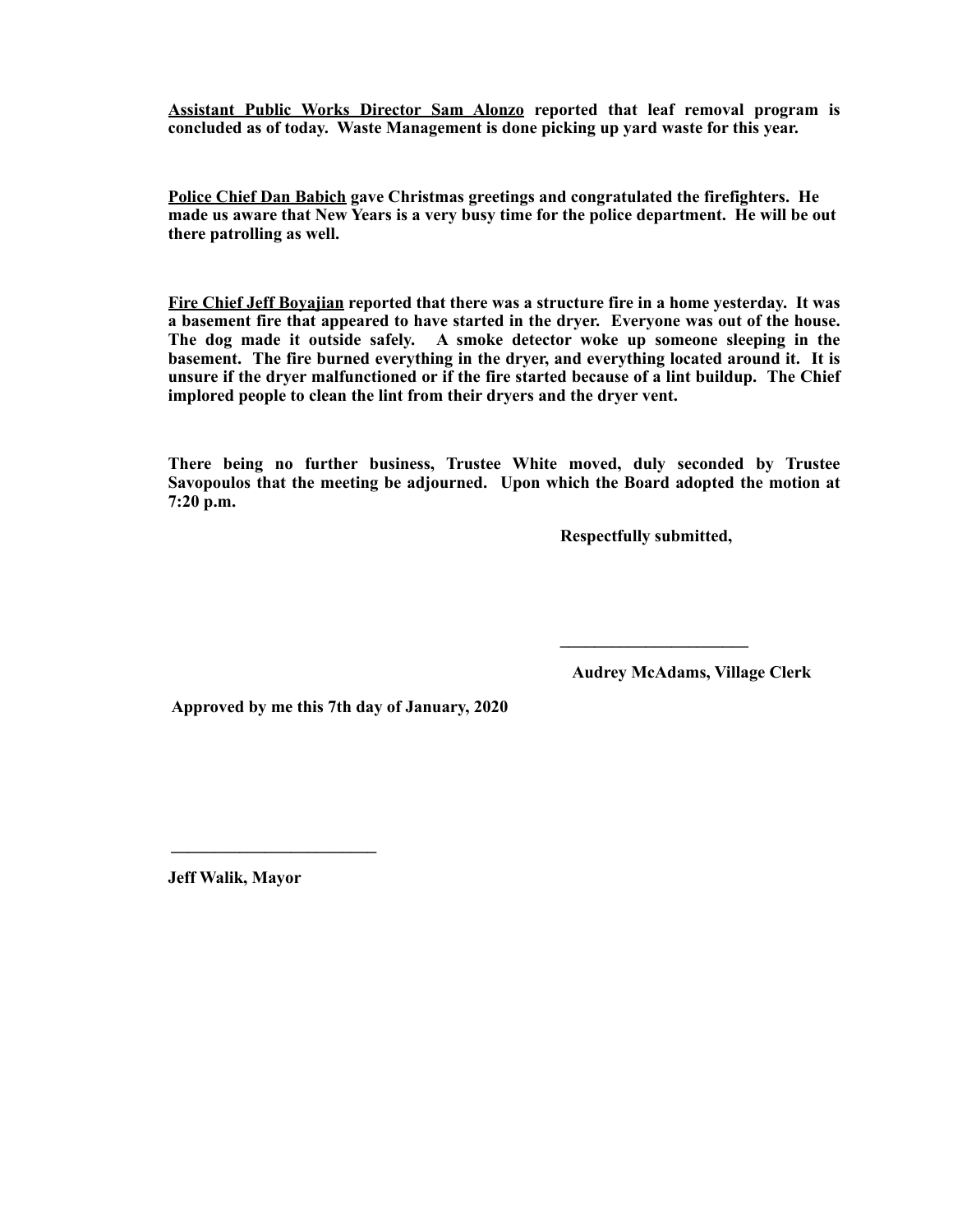**<u>Assistant Public Works Director Sam Alonzo</u> reported that leaf removal program is concluded as of today. Waste Management is done picking up yard waste for this year.**

**<u>Police Chief Dan Babich</u> gave Christmas greetings and congratulated the firefighters. He made us aware that New Years is a very busy time for the police department. He will be out there patrolling as well.**

**<u>Fire Chief Jeff Boyajian</u> reported that there was a structure fire in a home yesterday. It was a basement fire that appeared to have started in the dryer. Everyone was out of the house. The dog made it outside safely. A smoke detector woke up someone sleeping in the basement. The fire burned everything in the dryer, and everything located around it. It is unsure if the dryer malfunctioned or if the fire started because of a lint buildup. The Chief implored people to clean the lint from their dryers and the dryer vent.**

**There being no further business, Trustee White moved, duly seconded by Trustee Savopoulos that the meeting be adjourned. Upon which the Board adopted the motion at 7:20 p.m.**

**Respectfully submitted,**

**______________________**

**Audrey McAdams, Village Clerk**

**Approved by me this 7th day of January, 2020**

**________________________**

**Jeff Walik, Mayor**